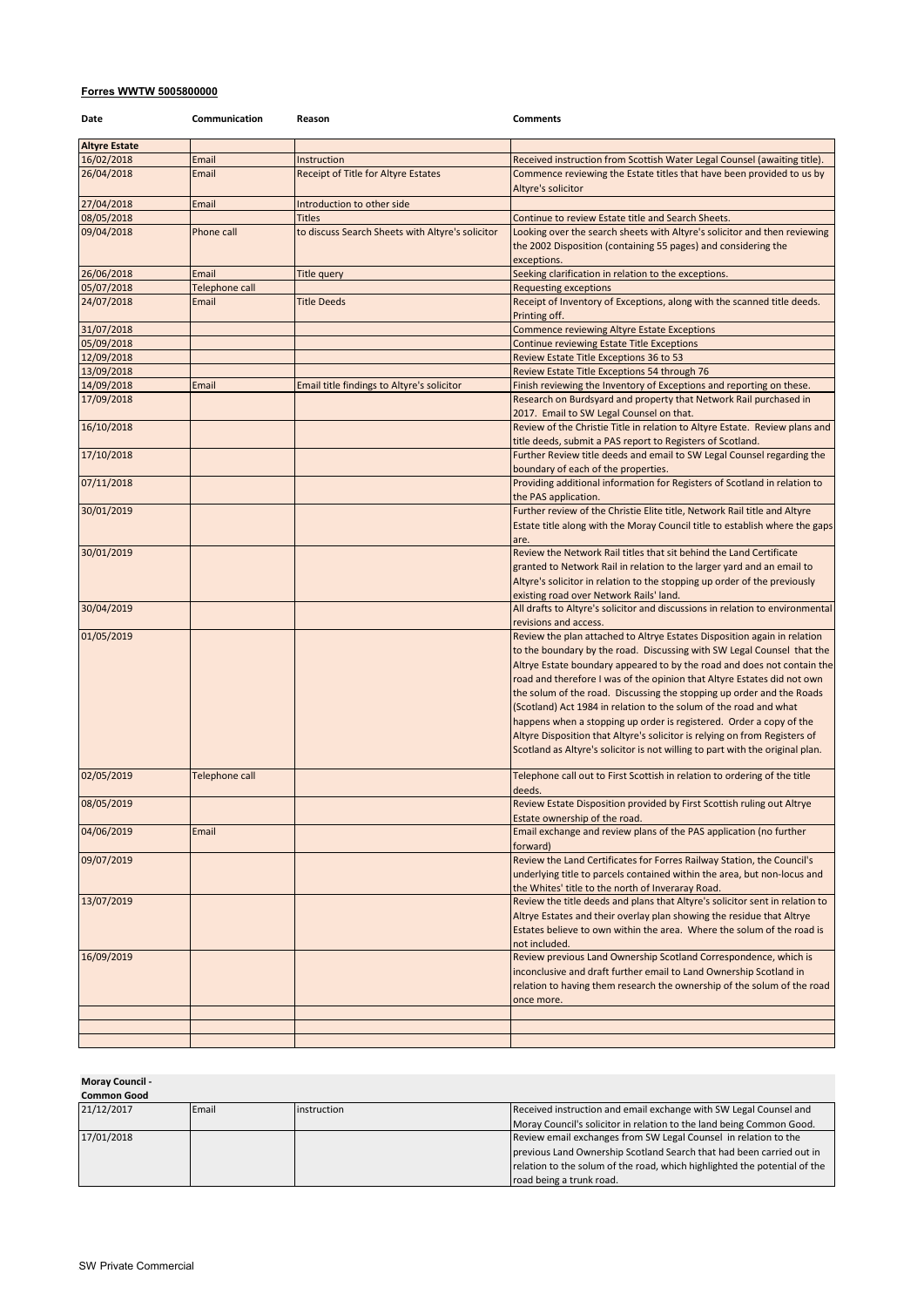**Forres WWTW 5005800000**

| Date | Communication | Reason | Comments |
|---|---|---|---|
| **Altyre Estate** | | | |
| 16/02/2018 | Email | Instruction | Received instruction from Scottish Water Legal Counsel (awaiting title). |
| 26/04/2018 | Email | Receipt of Title for Altyre Estates | Commence reviewing the Estate titles that have been provided to us by Altyre's solicitor |
| 27/04/2018 | Email | Introduction to other side | |
| 08/05/2018 | | Titles | Continue to review Estate title and Search Sheets. |
| 09/04/2018 | Phone call | to discuss Search Sheets with Altyre's solicitor | Looking over the search sheets with Altyre's solicitor and then reviewing the 2002 Disposition (containing 55 pages) and considering the exceptions. |
| 26/06/2018 | Email | Title query | Seeking clarification in relation to the exceptions. |
| 05/07/2018 | Telephone call | | Requesting exceptions |
| 24/07/2018 | Email | Title Deeds | Receipt of Inventory of Exceptions, along with the scanned title deeds. Printing off. |
| 31/07/2018 | | | Commence reviewing Altyre Estate Exceptions |
| 05/09/2018 | | | Continue reviewing Estate Title Exceptions |
| 12/09/2018 | | | Review Estate Title Exceptions 36 to 53 |
| 13/09/2018 | | | Review Estate Title Exceptions 54 through 76 |
| 14/09/2018 | Email | Email title findings to Altyre's solicitor | Finish reviewing the Inventory of Exceptions and reporting on these. |
| 17/09/2018 | | | Research on Burdsyard and property that Network Rail purchased in 2017. Email to SW Legal Counsel on that. |
| 16/10/2018 | | | Review of the Christie Title in relation to Altyre Estate. Review plans and title deeds, submit a PAS report to Registers of Scotland. |
| 17/10/2018 | | | Further Review title deeds and email to SW Legal Counsel regarding the boundary of each of the properties. |
| 07/11/2018 | | | Providing additional information for Registers of Scotland in relation to the PAS application. |
| 30/01/2019 | | | Further review of the Christie Elite title, Network Rail title and Altyre Estate title along with the Moray Council title to establish where the gaps are. |
| 30/01/2019 | | | Review the Network Rail titles that sit behind the Land Certificate granted to Network Rail in relation to the larger yard and an email to Altyre's solicitor in relation to the stopping up order of the previously existing road over Network Rails' land. |
| 30/04/2019 | | | All drafts to Altyre's solicitor and discussions in relation to environmental revisions and access. |
| 01/05/2019 | | | Review the plan attached to Altyre Estates Disposition again in relation to the boundary by the road. Discussing with SW Legal Counsel that the Altyre Estate boundary appeared to by the road and does not contain the road and therefore I was of the opinion that Altyre Estates did not own the solum of the road. Discussing the stopping up order and the Roads (Scotland) Act 1984 in relation to the solum of the road and what happens when a stopping up order is registered. Order a copy of the Altyre Disposition that Altyre's solicitor is relying on from Registers of Scotland as Altyre's solicitor is not willing to part with the original plan. |
| 02/05/2019 | Telephone call | | Telephone call out to First Scottish in relation to ordering of the title deeds. |
| 08/05/2019 | | | Review Estate Disposition provided by First Scottish ruling out Altyre Estate ownership of the road. |
| 04/06/2019 | Email | | Email exchange and review plans of the PAS application (no further forward) |
| 09/07/2019 | | | Review the Land Certificates for Forres Railway Station, the Council's underlying title to parcels contained within the area, but non-locus and the Whites' title to the north of Inveraray Road. |
| 13/07/2019 | | | Review the title deeds and plans that Altyre's solicitor sent in relation to Altyre Estates and their overlay plan showing the residue that Altyre Estates believe to own within the area. Where the solum of the road is not included. |
| 16/09/2019 | | | Review previous Land Ownership Scotland Correspondence, which is inconclusive and draft further email to Land Ownership Scotland in relation to having them research the ownership of the solum of the road once more. |
| | | | |
| | | | |
| | | | |

| **Moray Council - Common Good** | | | |
|---|---|---|---|
| 21/12/2017 | Email | instruction | Received instruction and email exchange with SW Legal Counsel and Moray Council's solicitor in relation to the land being Common Good. |
| 17/01/2018 | | | Review email exchanges from SW Legal Counsel in relation to the previous Land Ownership Scotland Search that had been carried out in relation to the solum of the road, which highlighted the potential of the road being a trunk road. |

SW Private Commercial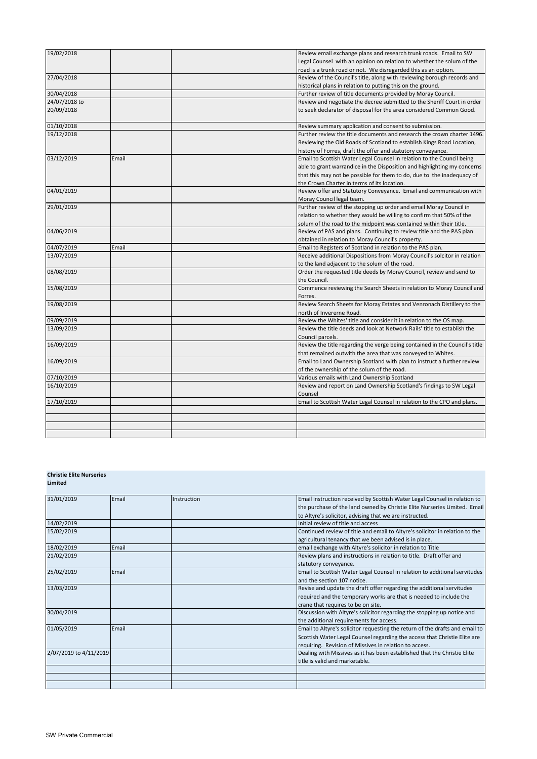| | | | |
|---|---|---|---|
| 19/02/2018 | | | Review email exchange plans and research trunk roads. Email to SW Legal Counsel with an opinion on relation to whether the solum of the road is a trunk road or not. We disregarded this as an option. |
| 27/04/2018 | | | Review of the Council's title, along with reviewing borough records and historical plans in relation to putting this on the ground. |
| 30/04/2018 | | | Further review of title documents provided by Moray Council. |
| 24/07/2018 to 20/09/2018 | | | Review and negotiate the decree submitted to the Sheriff Court in order to seek declarator of disposal for the area considered Common Good. |
| 01/10/2018 | | | Review summary application and consent to submission. |
| 19/12/2018 | | | Further review the title documents and research the crown charter 1496. Reviewing the Old Roads of Scotland to establish Kings Road Location, history of Forres, draft the offer and statutory conveyance. |
| 03/12/2019 | Email | | Email to Scottish Water Legal Counsel in relation to the Council being able to grant warrandice in the Disposition and highlighting my concerns that this may not be possible for them to do, due to the inadequacy of the Crown Charter in terms of its location. |
| 04/01/2019 | | | Review offer and Statutory Conveyance. Email and communication with Moray Council legal team. |
| 29/01/2019 | | | Further review of the stopping up order and email Moray Council in relation to whether they would be willing to confirm that 50% of the solum of the road to the midpoint was contained within their title. |
| 04/06/2019 | | | Review of PAS and plans. Continuing to review title and the PAS plan obtained in relation to Moray Council's property. |
| 04/07/2019 | Email | | Email to Registers of Scotland in relation to the PAS plan. |
| 13/07/2019 | | | Receive additional Dispositions from Moray Council's solcitor in relation to the land adjacent to the solum of the road. |
| 08/08/2019 | | | Order the requested title deeds by Moray Council, review and send to the Council. |
| 15/08/2019 | | | Commence reviewing the Search Sheets in relation to Moray Council and Forres. |
| 19/08/2019 | | | Review Search Sheets for Moray Estates and Venronach Distillery to the north of Invererne Road. |
| 09/09/2019 | | | Review the Whites' title and consider it in relation to the OS map. |
| 13/09/2019 | | | Review the title deeds and look at Network Rails' title to establish the Council parcels. |
| 16/09/2019 | | | Review the title regarding the verge being contained in the Council's title that remained outwith the area that was conveyed to Whites. |
| 16/09/2019 | | | Email to Land Ownership Scotland with plan to instruct a further review of the ownership of the solum of the road. |
| 07/10/2019 | | | Various emails with Land Ownership Scotland |
| 16/10/2019 | | | Review and report on Land Ownership Scotland's findings to SW Legal Counsel |
| 17/10/2019 | | | Email to Scottish Water Legal Counsel in relation to the CPO and plans. |
| | | | |
| | | | |
| | | | |
| | | | |

**Christie Elite Nurseries Limited**

| | | | |
|---|---|---|---|
| 31/01/2019 | Email | Instruction | Email instruction received by Scottish Water Legal Counsel in relation to the purchase of the land owned by Christie Elite Nurseries Limited. Email to Altyre's solicitor, advising that we are instructed. |
| 14/02/2019 | | | Initial review of title and access |
| 15/02/2019 | | | Continued review of title and email to Altyre's solicitor in relation to the agricultural tenancy that we been advised is in place. |
| 18/02/2019 | Email | | email exchange with Altyre's solicitor in relation to Title |
| 21/02/2019 | | | Review plans and instructions in relation to title. Draft offer and statutory conveyance. |
| 25/02/2019 | Email | | Email to Scottish Water Legal Counsel in relation to additional servitudes and the section 107 notice. |
| 13/03/2019 | | | Revise and update the draft offer regarding the additional servitudes required and the temporary works are that is needed to include the crane that requires to be on site. |
| 30/04/2019 | | | Discussion with Altyre's solicitor regarding the stopping up notice and the additional requirements for access. |
| 01/05/2019 | Email | | Email to Altyre's solicitor requesting the return of the drafts and email to Scottish Water Legal Counsel regarding the access that Christie Elite are requiring. Revision of Missives in relation to access. |
| 2/07/2019 to 4/11/2019 | | | Dealing with Missives as it has been established that the Christie Elite title is valid and marketable. |
| | | | |
| | | | |
| | | | |

SW Private Commercial